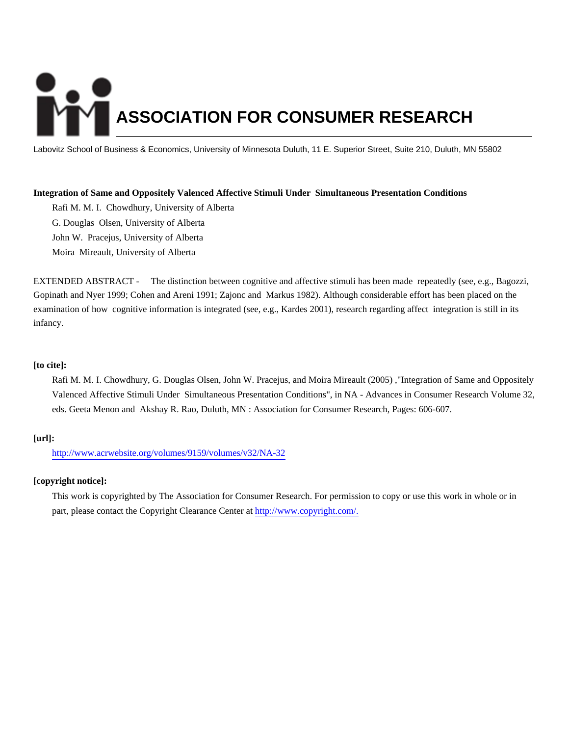# ASSOCIATION FOR CONSUMER RESEARCH

Labovitz School of Business & Economics, University of Minnesota Duluth, 11 E. Superior Street, Suite 210, Duluth, MN 55802

**Integration of Same and Oppositely Valenced Affective Stimuli Under Simultaneous Presentation Conditions**

Rafi M. M. I. Chowdhury, University of Alberta

G. Douglas Olsen, University of Alberta

John W. Pracejus, University of Alberta

Moira Mireault, University of Alberta

EXTENDED ABSTRACT - The distinction between cognitive and affective stimuli has been made repeatedly (see, e.g., Bagozzi, Gopinath and Nyer 1999; Cohen and Areni 1991; Zajonc and Markus 1982). Although considerable effort has been placed on the examination of how cognitive information is integrated (see, e.g., Kardes 2001), research regarding affect integration is still in its infancy.

**[to cite]:**

Rafi M. M. I. Chowdhury, G. Douglas Olsen, John W. Pracejus, and Moira Mireault (2005) ,"Integration of Same and Oppositely Valenced Affective Stimuli Under Simultaneous Presentation Conditions", in NA - Advances in Consumer Research Volume 32, eds. Geeta Menon and Akshay R. Rao, Duluth, MN : Association for Consumer Research, Pages: 606-607.

**[url]:**

http://www.acrwebsite.org/volumes/9159/volumes/v32/NA-32

**[copyright notice]:**

This work is copyrighted by The Association for Consumer Research. For permission to copy or use this work in whole or in part, please contact the Copyright Clearance Center at http://www.copyright.com/.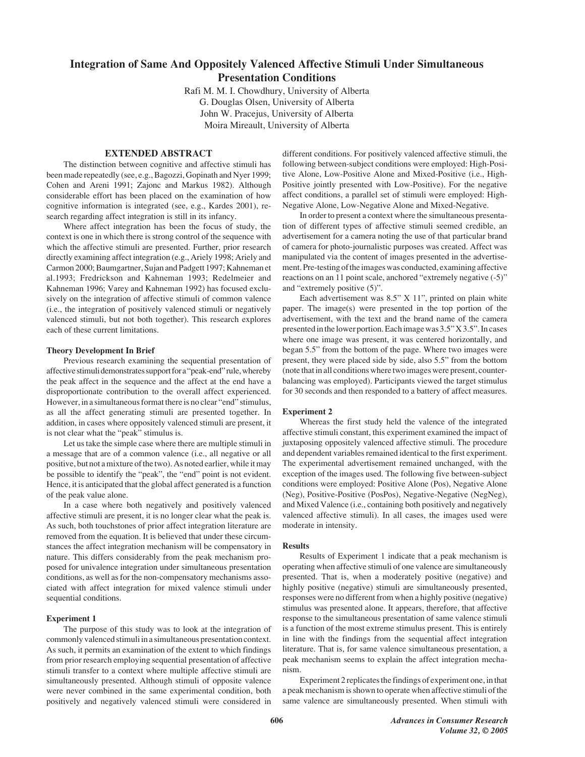# Integration of Same And Oppositely Valenced Affective Stimuli Under Simultaneous Presentation Conditions

Rafi M. M. I. Chowdhury, University of Alberta
G. Douglas Olsen, University of Alberta
John W. Pracejus, University of Alberta
Moira Mireault, University of Alberta

## EXTENDED ABSTRACT

The distinction between cognitive and affective stimuli has been made repeatedly (see, e.g., Bagozzi, Gopinath and Nyer 1999; Cohen and Areni 1991; Zajonc and Markus 1982). Although considerable effort has been placed on the examination of how cognitive information is integrated (see, e.g., Kardes 2001), research regarding affect integration is still in its infancy.

Where affect integration has been the focus of study, the context is one in which there is strong control of the sequence with which the affective stimuli are presented. Further, prior research directly examining affect integration (e.g., Ariely 1998; Ariely and Carmon 2000; Baumgartner, Sujan and Padgett 1997; Kahneman et al.1993; Fredrickson and Kahneman 1993; Redelmeier and Kahneman 1996; Varey and Kahneman 1992) has focused exclusively on the integration of affective stimuli of common valence (i.e., the integration of positively valenced stimuli or negatively valenced stimuli, but not both together). This research explores each of these current limitations.

### Theory Development In Brief

Previous research examining the sequential presentation of affective stimuli demonstrates support for a "peak-end" rule, whereby the peak affect in the sequence and the affect at the end have a disproportionate contribution to the overall affect experienced. However, in a simultaneous format there is no clear "end" stimulus, as all the affect generating stimuli are presented together. In addition, in cases where oppositely valenced stimuli are present, it is not clear what the "peak" stimulus is.

Let us take the simple case where there are multiple stimuli in a message that are of a common valence (i.e., all negative or all positive, but not a mixture of the two). As noted earlier, while it may be possible to identify the "peak", the "end" point is not evident. Hence, it is anticipated that the global affect generated is a function of the peak value alone.

In a case where both negatively and positively valenced affective stimuli are present, it is no longer clear what the peak is. As such, both touchstones of prior affect integration literature are removed from the equation. It is believed that under these circumstances the affect integration mechanism will be compensatory in nature. This differs considerably from the peak mechanism proposed for univalence integration under simultaneous presentation conditions, as well as for the non-compensatory mechanisms associated with affect integration for mixed valence stimuli under sequential conditions.

### Experiment 1

The purpose of this study was to look at the integration of commonly valenced stimuli in a simultaneous presentation context. As such, it permits an examination of the extent to which findings from prior research employing sequential presentation of affective stimuli transfer to a context where multiple affective stimuli are simultaneously presented. Although stimuli of opposite valence were never combined in the same experimental condition, both positively and negatively valenced stimuli were considered in different conditions. For positively valenced affective stimuli, the following between-subject conditions were employed: High-Positive Alone, Low-Positive Alone and Mixed-Positive (i.e., High-Positive jointly presented with Low-Positive). For the negative affect conditions, a parallel set of stimuli were employed: High-Negative Alone, Low-Negative Alone and Mixed-Negative.

In order to present a context where the simultaneous presentation of different types of affective stimuli seemed credible, an advertisement for a camera noting the use of that particular brand of camera for photo-journalistic purposes was created. Affect was manipulated via the content of images presented in the advertisement. Pre-testing of the images was conducted, examining affective reactions on an 11 point scale, anchored "extremely negative (-5)" and "extremely positive (5)".

Each advertisement was 8.5" X 11", printed on plain white paper. The image(s) were presented in the top portion of the advertisement, with the text and the brand name of the camera presented in the lower portion. Each image was 3.5" X 3.5". In cases where one image was present, it was centered horizontally, and began 5.5" from the bottom of the page. Where two images were present, they were placed side by side, also 5.5" from the bottom (note that in all conditions where two images were present, counter-balancing was employed). Participants viewed the target stimulus for 30 seconds and then responded to a battery of affect measures.

### Experiment 2

Whereas the first study held the valence of the integrated affective stimuli constant, this experiment examined the impact of juxtaposing oppositely valenced affective stimuli. The procedure and dependent variables remained identical to the first experiment. The experimental advertisement remained unchanged, with the exception of the images used. The following five between-subject conditions were employed: Positive Alone (Pos), Negative Alone (Neg), Positive-Positive (PosPos), Negative-Negative (NegNeg), and Mixed Valence (i.e., containing both positively and negatively valenced affective stimuli). In all cases, the images used were moderate in intensity.

### Results

Results of Experiment 1 indicate that a peak mechanism is operating when affective stimuli of one valence are simultaneously presented. That is, when a moderately positive (negative) and highly positive (negative) stimuli are simultaneously presented, responses were no different from when a highly positive (negative) stimulus was presented alone. It appears, therefore, that affective response to the simultaneous presentation of same valence stimuli is a function of the most extreme stimulus present. This is entirely in line with the findings from the sequential affect integration literature. That is, for same valence simultaneous presentation, a peak mechanism seems to explain the affect integration mechanism.

Experiment 2 replicates the findings of experiment one, in that a peak mechanism is shown to operate when affective stimuli of the same valence are simultaneously presented. When stimuli with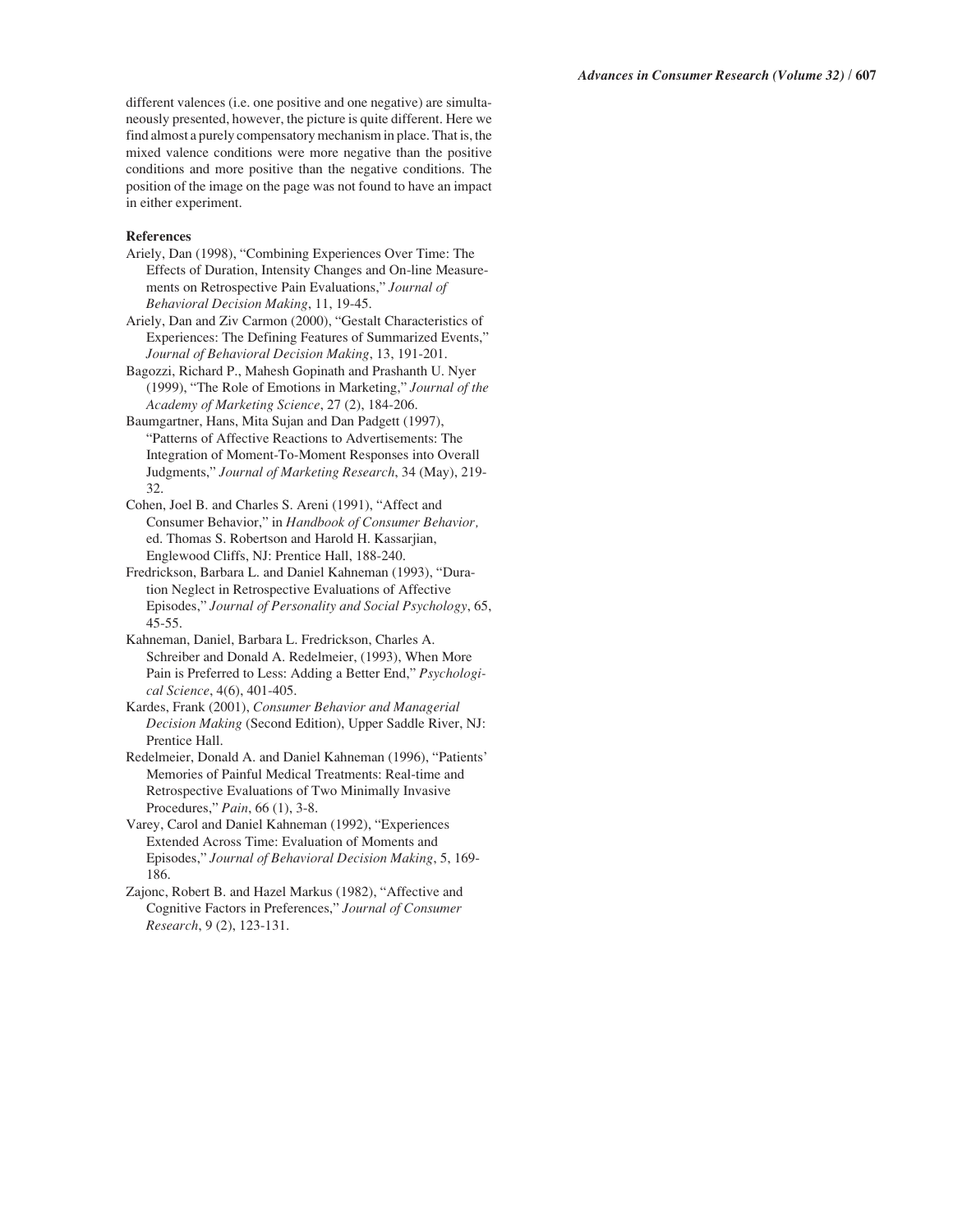different valences (i.e. one positive and one negative) are simultaneously presented, however, the picture is quite different. Here we find almost a purely compensatory mechanism in place. That is, the mixed valence conditions were more negative than the positive conditions and more positive than the negative conditions. The position of the image on the page was not found to have an impact in either experiment.

**References**

Ariely, Dan (1998), "Combining Experiences Over Time: The Effects of Duration, Intensity Changes and On-line Measurements on Retrospective Pain Evaluations," *Journal of Behavioral Decision Making*, 11, 19-45.

Ariely, Dan and Ziv Carmon (2000), "Gestalt Characteristics of Experiences: The Defining Features of Summarized Events," *Journal of Behavioral Decision Making*, 13, 191-201.

Bagozzi, Richard P., Mahesh Gopinath and Prashanth U. Nyer (1999), "The Role of Emotions in Marketing," *Journal of the Academy of Marketing Science*, 27 (2), 184-206.

Baumgartner, Hans, Mita Sujan and Dan Padgett (1997), "Patterns of Affective Reactions to Advertisements: The Integration of Moment-To-Moment Responses into Overall Judgments," *Journal of Marketing Research*, 34 (May), 219-32.

Cohen, Joel B. and Charles S. Areni (1991), "Affect and Consumer Behavior," in *Handbook of Consumer Behavior,* ed. Thomas S. Robertson and Harold H. Kassarjian, Englewood Cliffs, NJ: Prentice Hall, 188-240.

Fredrickson, Barbara L. and Daniel Kahneman (1993), "Duration Neglect in Retrospective Evaluations of Affective Episodes," *Journal of Personality and Social Psychology*, 65, 45-55.

Kahneman, Daniel, Barbara L. Fredrickson, Charles A. Schreiber and Donald A. Redelmeier, (1993), When More Pain is Preferred to Less: Adding a Better End," *Psychological Science*, 4(6), 401-405.

Kardes, Frank (2001), *Consumer Behavior and Managerial Decision Making* (Second Edition), Upper Saddle River, NJ: Prentice Hall.

Redelmeier, Donald A. and Daniel Kahneman (1996), "Patients' Memories of Painful Medical Treatments: Real-time and Retrospective Evaluations of Two Minimally Invasive Procedures," *Pain*, 66 (1), 3-8.

Varey, Carol and Daniel Kahneman (1992), "Experiences Extended Across Time: Evaluation of Moments and Episodes," *Journal of Behavioral Decision Making*, 5, 169-186.

Zajonc, Robert B. and Hazel Markus (1982), "Affective and Cognitive Factors in Preferences," *Journal of Consumer Research*, 9 (2), 123-131.